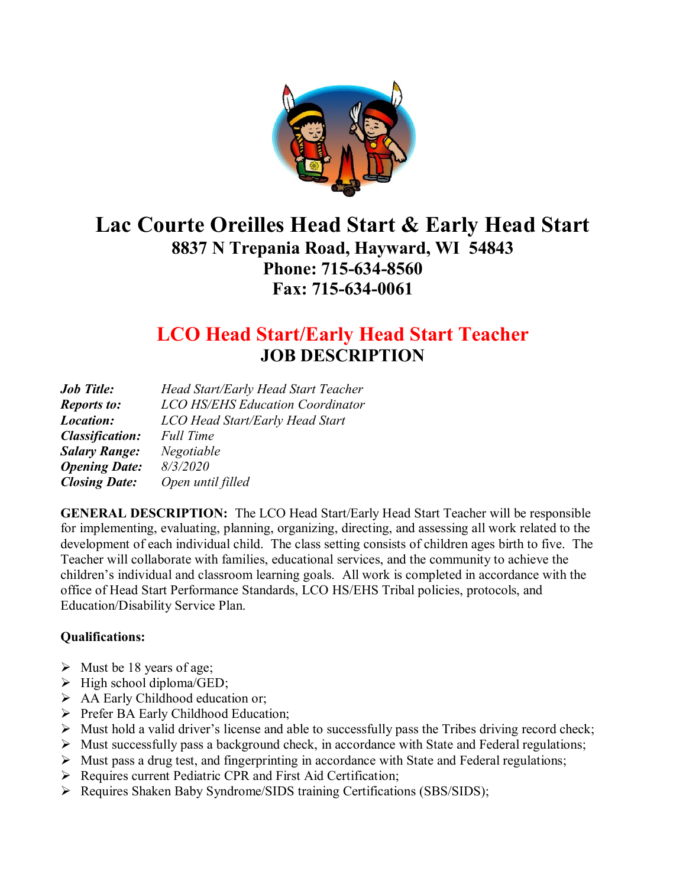# Lac Courte Oreilles Head Start & Early Head Start

**8837 N Trepania Road, Hayward, WI 54843**
**Phone: 715-634-8560**
**Fax: 715-634-0061**

## LCO Head Start/Early Head Start Teacher

## JOB DESCRIPTION

|  |  |
|---|---|
| ***Job Title:*** | *Head Start/Early Head Start Teacher* |
| ***Reports to:*** | *LCO HS/EHS Education Coordinator* |
| ***Location:*** | *LCO Head Start/Early Head Start* |
| ***Classification:*** | *Full Time* |
| ***Salary Range:*** | *Negotiable* |
| ***Opening Date:*** | *8/3/2020* |
| ***Closing Date:*** | *Open until filled* |

**GENERAL DESCRIPTION:** The LCO Head Start/Early Head Start Teacher will be responsible for implementing, evaluating, planning, organizing, directing, and assessing all work related to the development of each individual child. The class setting consists of children ages birth to five. The Teacher will collaborate with families, educational services, and the community to achieve the children's individual and classroom learning goals. All work is completed in accordance with the office of Head Start Performance Standards, LCO HS/EHS Tribal policies, protocols, and Education/Disability Service Plan.

**Qualifications:**

- Must be 18 years of age;
- High school diploma/GED;
- AA Early Childhood education or;
- Prefer BA Early Childhood Education;
- Must hold a valid driver's license and able to successfully pass the Tribes driving record check;
- Must successfully pass a background check, in accordance with State and Federal regulations;
- Must pass a drug test, and fingerprinting in accordance with State and Federal regulations;
- Requires current Pediatric CPR and First Aid Certification;
- Requires Shaken Baby Syndrome/SIDS training Certifications (SBS/SIDS);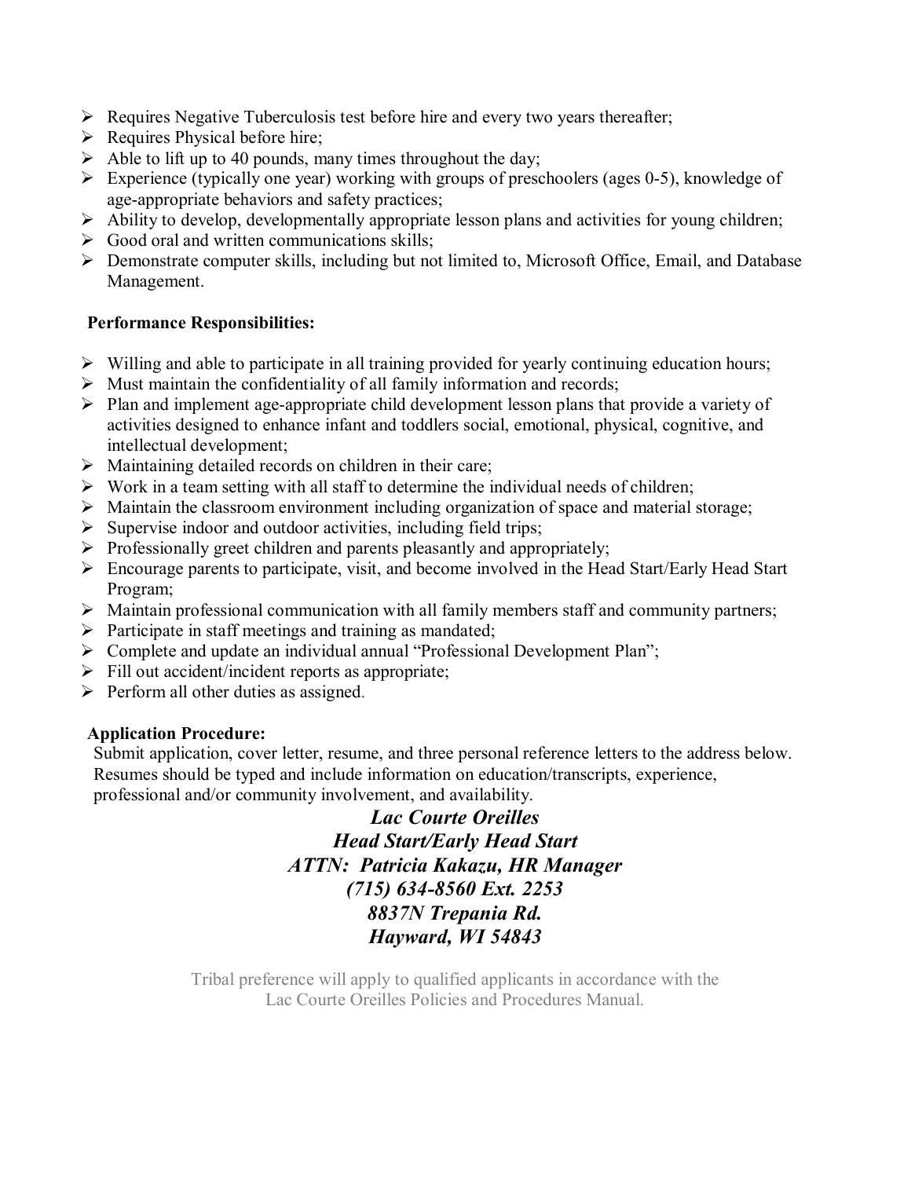- Requires Negative Tuberculosis test before hire and every two years thereafter;
- Requires Physical before hire;
- Able to lift up to 40 pounds, many times throughout the day;
- Experience (typically one year) working with groups of preschoolers (ages 0-5), knowledge of age-appropriate behaviors and safety practices;
- Ability to develop, developmentally appropriate lesson plans and activities for young children;
- Good oral and written communications skills;
- Demonstrate computer skills, including but not limited to, Microsoft Office, Email, and Database Management.

**Performance Responsibilities:**

- Willing and able to participate in all training provided for yearly continuing education hours;
- Must maintain the confidentiality of all family information and records;
- Plan and implement age-appropriate child development lesson plans that provide a variety of activities designed to enhance infant and toddlers social, emotional, physical, cognitive, and intellectual development;
- Maintaining detailed records on children in their care;
- Work in a team setting with all staff to determine the individual needs of children;
- Maintain the classroom environment including organization of space and material storage;
- Supervise indoor and outdoor activities, including field trips;
- Professionally greet children and parents pleasantly and appropriately;
- Encourage parents to participate, visit, and become involved in the Head Start/Early Head Start Program;
- Maintain professional communication with all family members staff and community partners;
- Participate in staff meetings and training as mandated;
- Complete and update an individual annual "Professional Development Plan";
- Fill out accident/incident reports as appropriate;
- Perform all other duties as assigned.

**Application Procedure:**

Submit application, cover letter, resume, and three personal reference letters to the address below. Resumes should be typed and include information on education/transcripts, experience, professional and/or community involvement, and availability.

***Lac Courte Oreilles***
***Head Start/Early Head Start***
***ATTN: Patricia Kakazu, HR Manager***
***(715) 634-8560 Ext. 2253***
***8837N Trepania Rd.***
***Hayward, WI 54843***

Tribal preference will apply to qualified applicants in accordance with the Lac Courte Oreilles Policies and Procedures Manual.